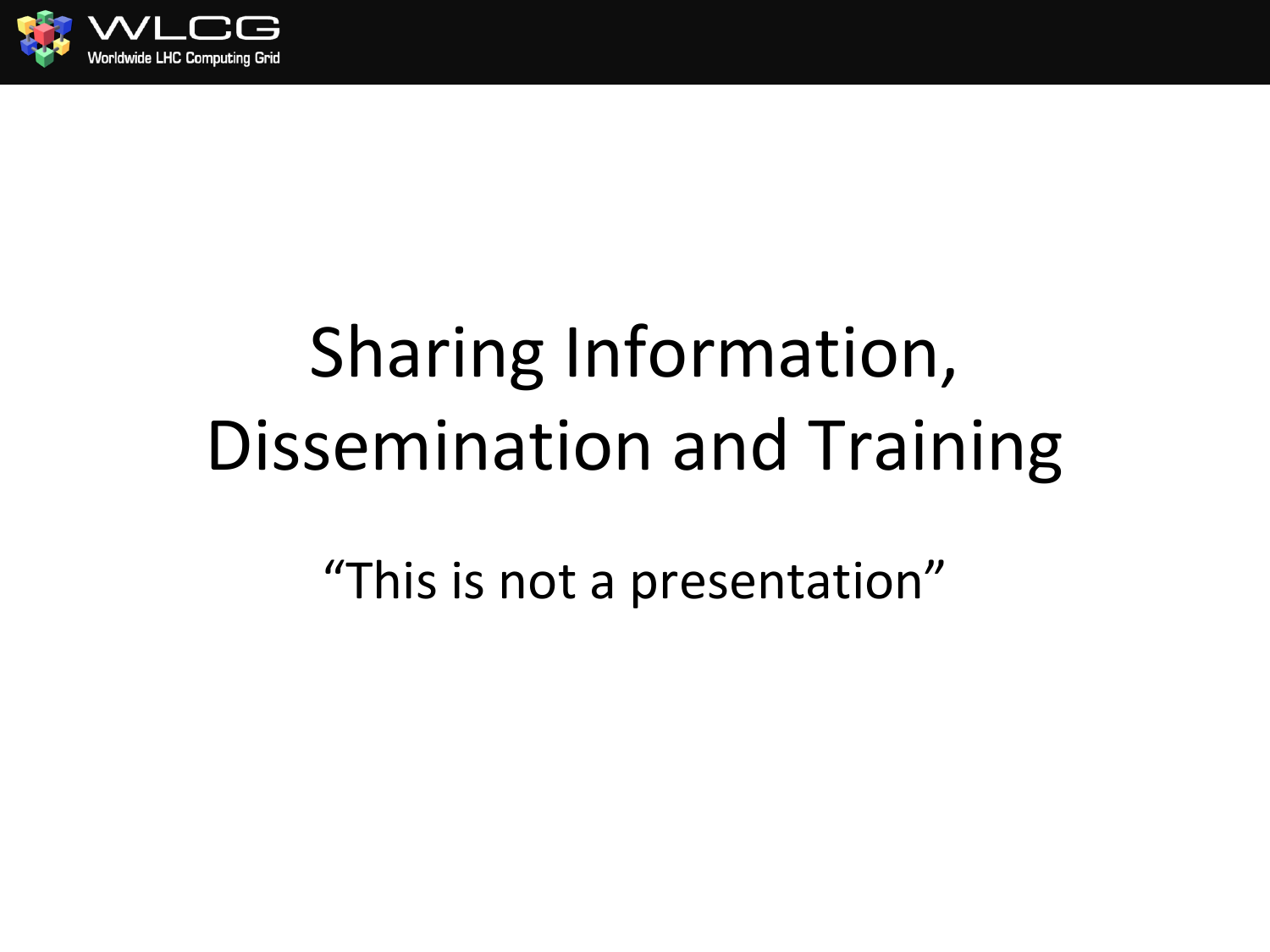# Sharing Information, Dissemination and Training

"This is not a presentation"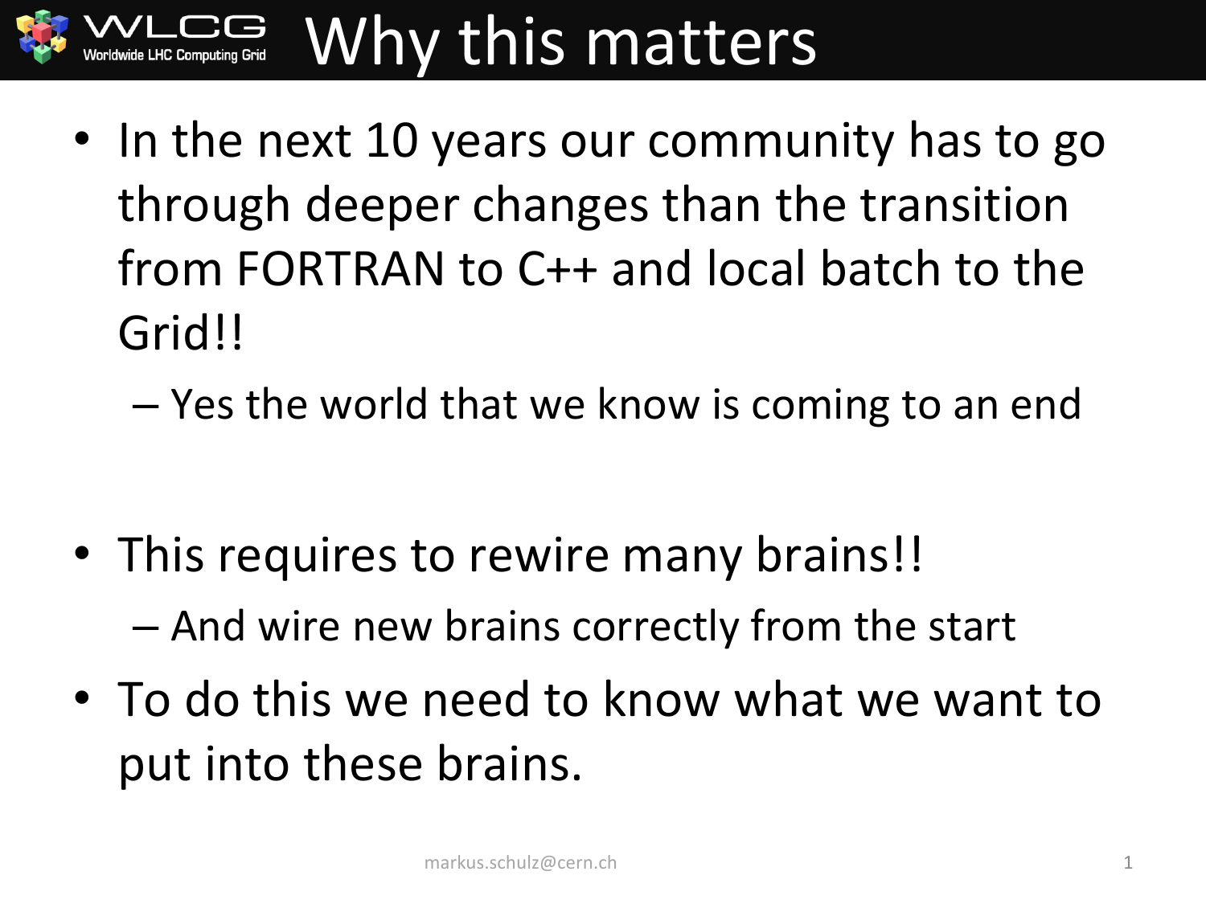# Why this matters

- In the next 10 years our community has to go through deeper changes than the transition from FORTRAN to C++ and local batch to the Grid!!
  - Yes the world that we know is coming to an end

- This requires to rewire many brains!!
  - And wire new brains correctly from the start
- To do this we need to know what we want to put into these brains.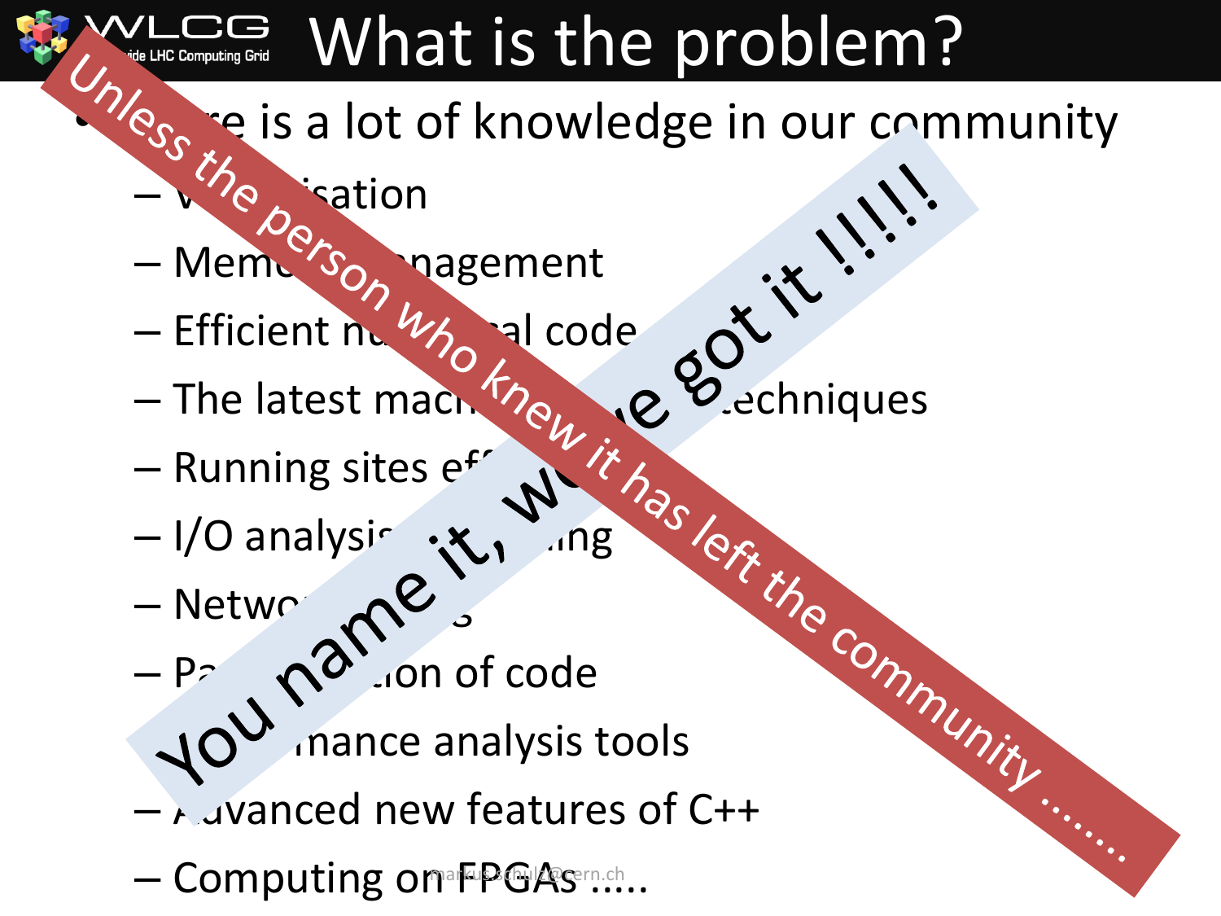# What is the problem?

- There is a lot of knowledge in our community
  - Vectorisation
  - Memory management
  - Efficient numerical code
  - The latest machine learning techniques
  - Running sites efficiently
  - I/O analysis and tuning
  - Networking
  - Parallelisation of code
  - Performance analysis tools
  - Advanced new features of C++
  - Computing on FPGAs .....

You name it, we've got it !!!!!

Unless the person who knew it has left the community ........

markus.schulz@cern.ch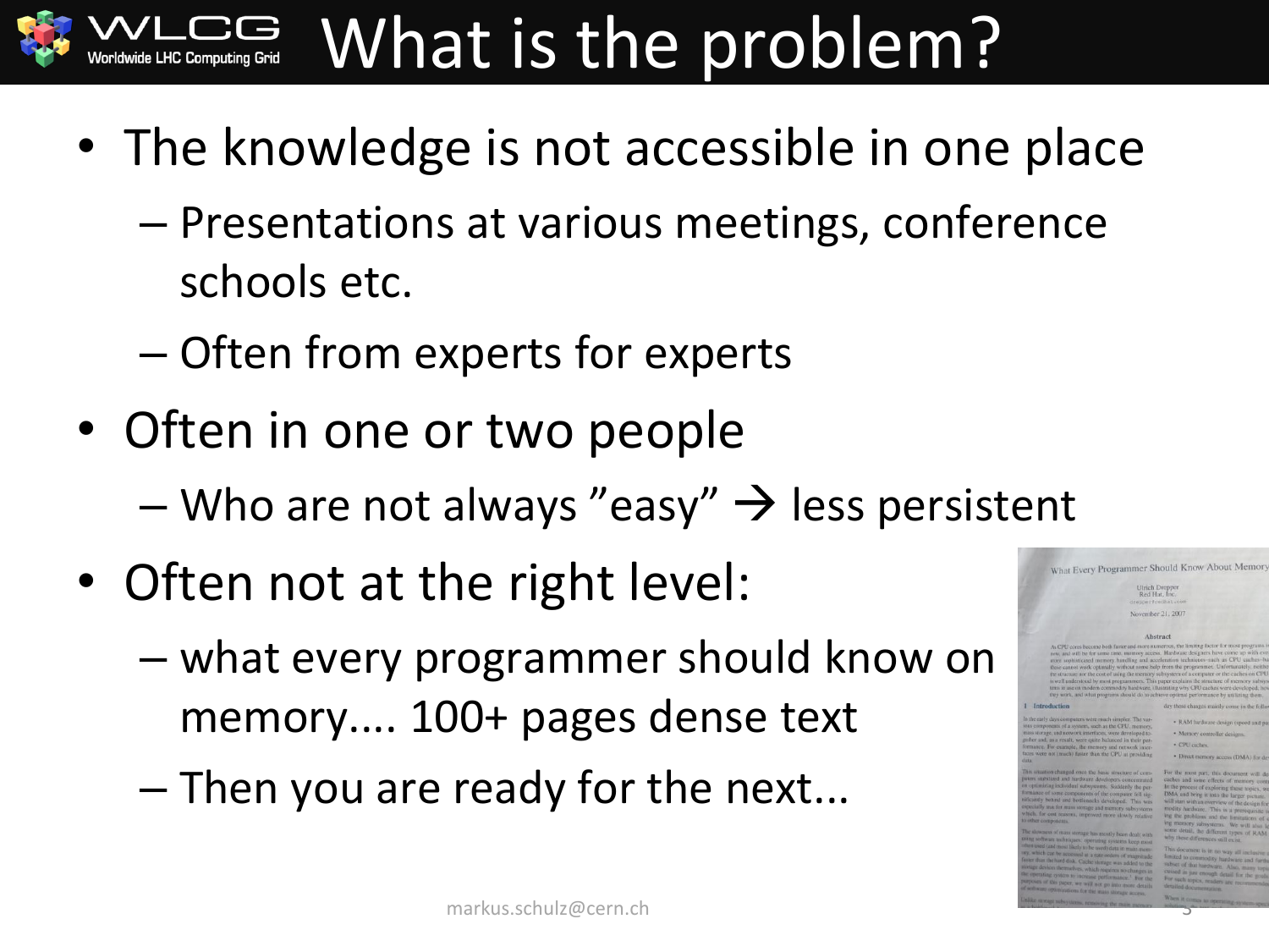# What is the problem?

- The knowledge is not accessible in one place
  - Presentations at various meetings, conference schools etc.
  - Often from experts for experts
- Often in one or two people
  - Who are not always "easy" → less persistent
- Often not at the right level:
  - what every programmer should know on memory.... 100+ pages dense text
  - Then you are ready for the next...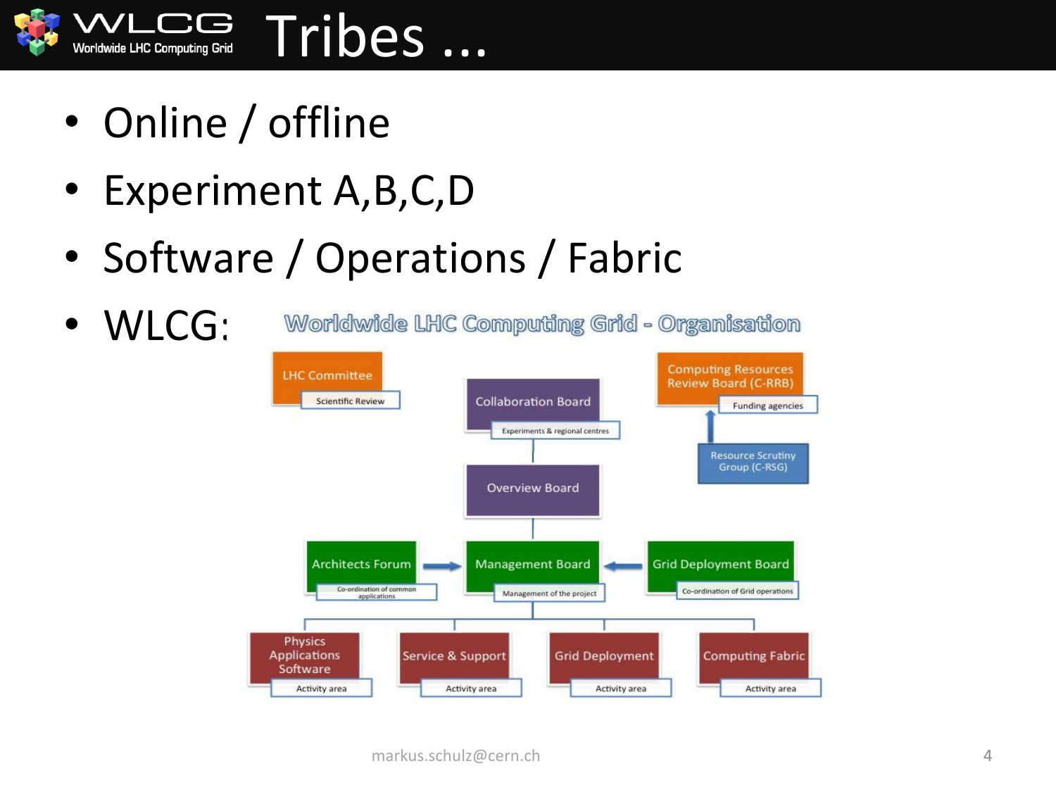# Tribes …

- Online / offline
- Experiment A,B,C,D
- Software / Operations / Fabric
- WLCG:

Worldwide LHC Computing Grid - Organisation

- LHC Committee — Scientific Review
- Collaboration Board — Experiments & regional centres
- Computing Resources Review Board (C-RRB) — Funding agencies
- Resource Scrutiny Group (C-RSG)
- Overview Board
- Architects Forum — Co-ordination of common applications
- Management Board — Management of the project
- Grid Deployment Board — Co-ordination of Grid operations
- Physics Applications Software — Activity area
- Service & Support — Activity area
- Grid Deployment — Activity area
- Computing Fabric — Activity area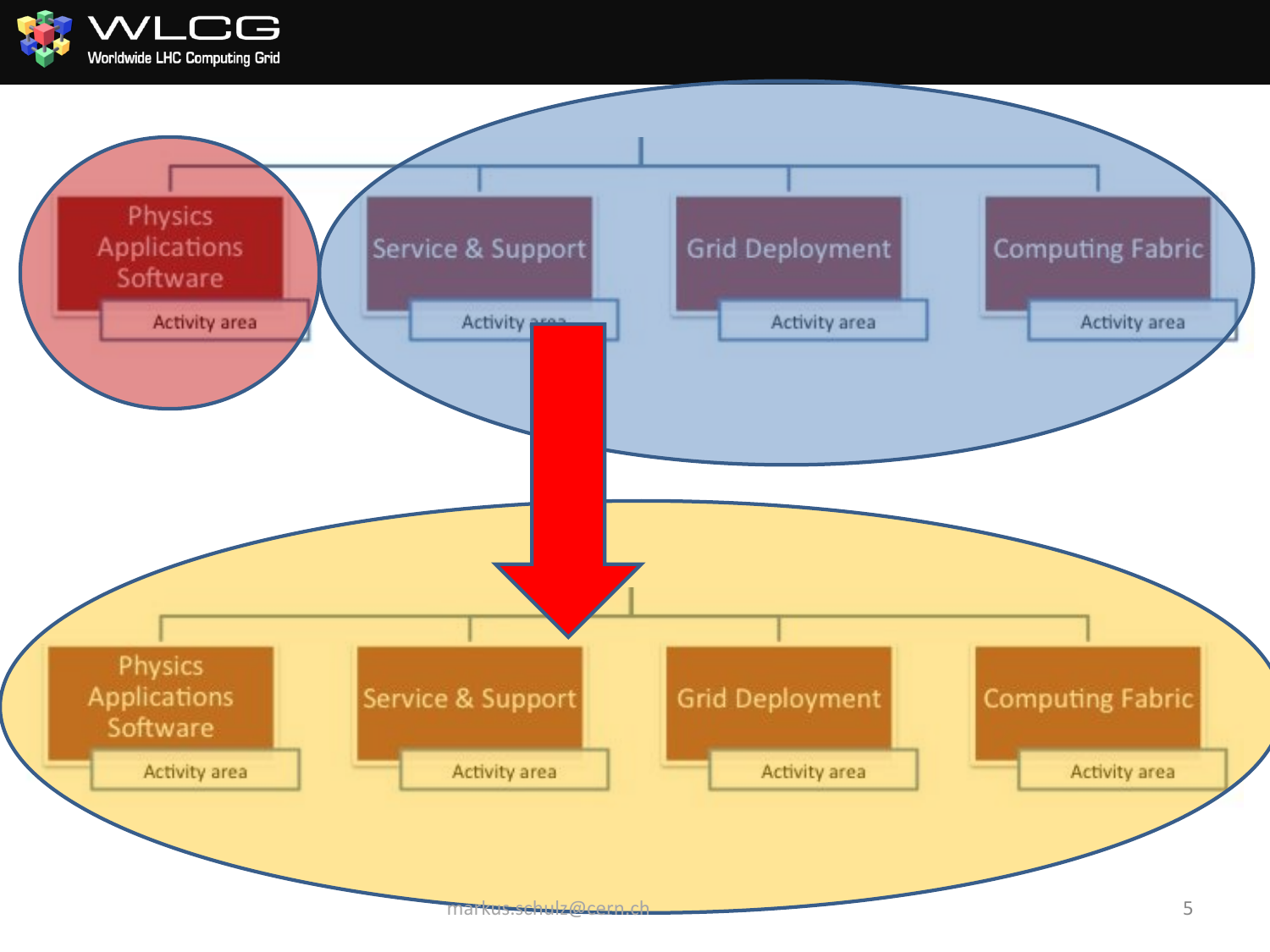Physics Applications Software

Activity area

Service & Support

Activity area

Grid Deployment

Activity area

Computing Fabric

Activity area

Physics Applications Software

Activity area

Service & Support

Activity area

Grid Deployment

Activity area

Computing Fabric

Activity area

markus.schulz@cern.ch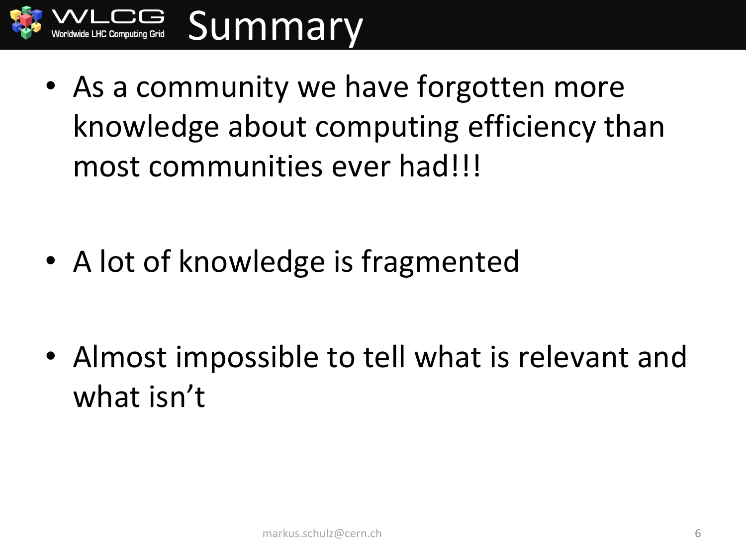# Summary

- As a community we have forgotten more knowledge about computing efficiency than most communities ever had!!!
- A lot of knowledge is fragmented
- Almost impossible to tell what is relevant and what isn't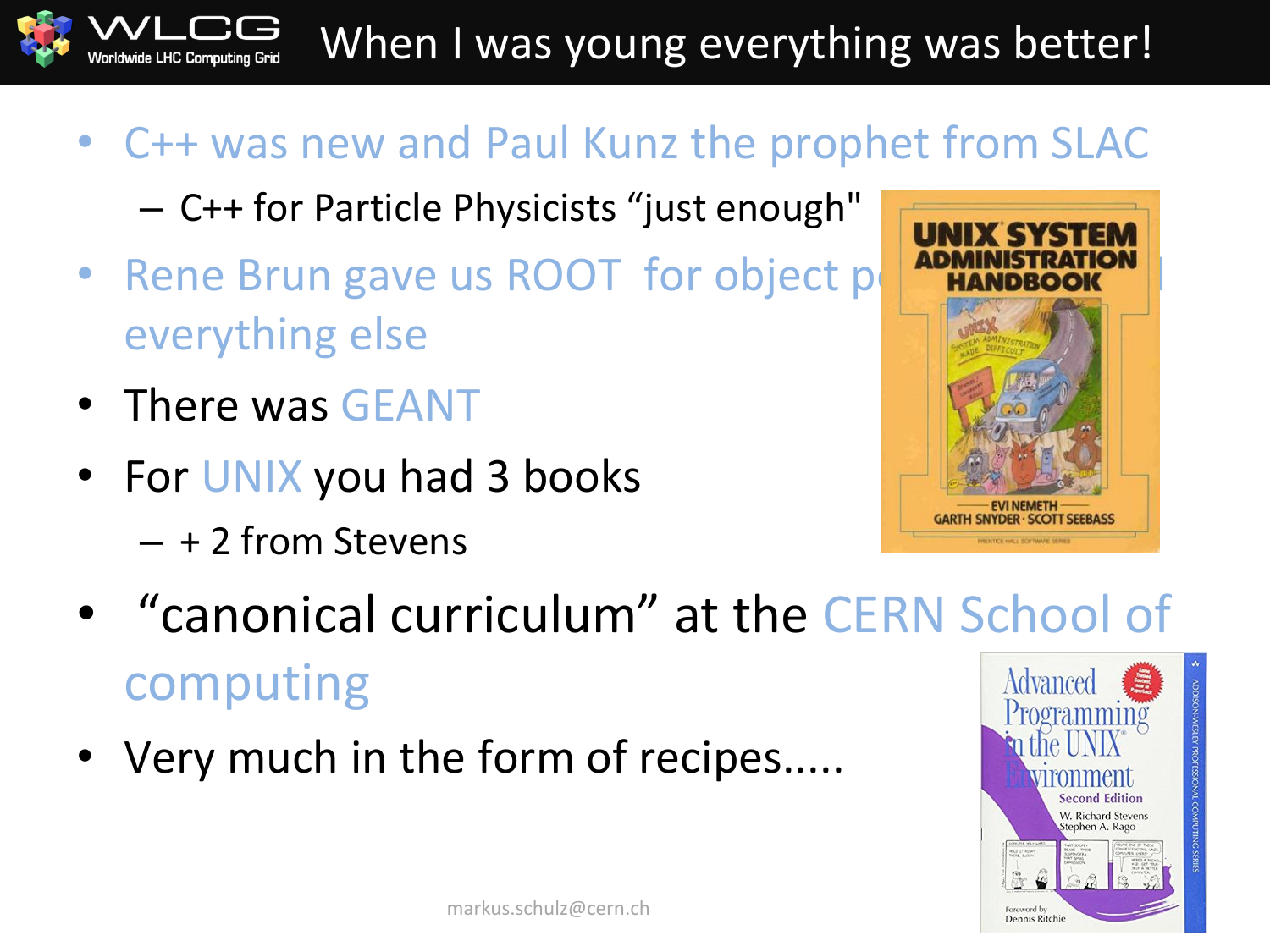# When I was young everything was better!

- C++ was new and Paul Kunz the prophet from SLAC
  - C++ for Particle Physicists "just enough"
- Rene Brun gave us ROOT for object p... everything else
- There was GEANT
- For UNIX you had 3 books
  - + 2 from Stevens
- "canonical curriculum" at the CERN School of computing
- Very much in the form of recipes.....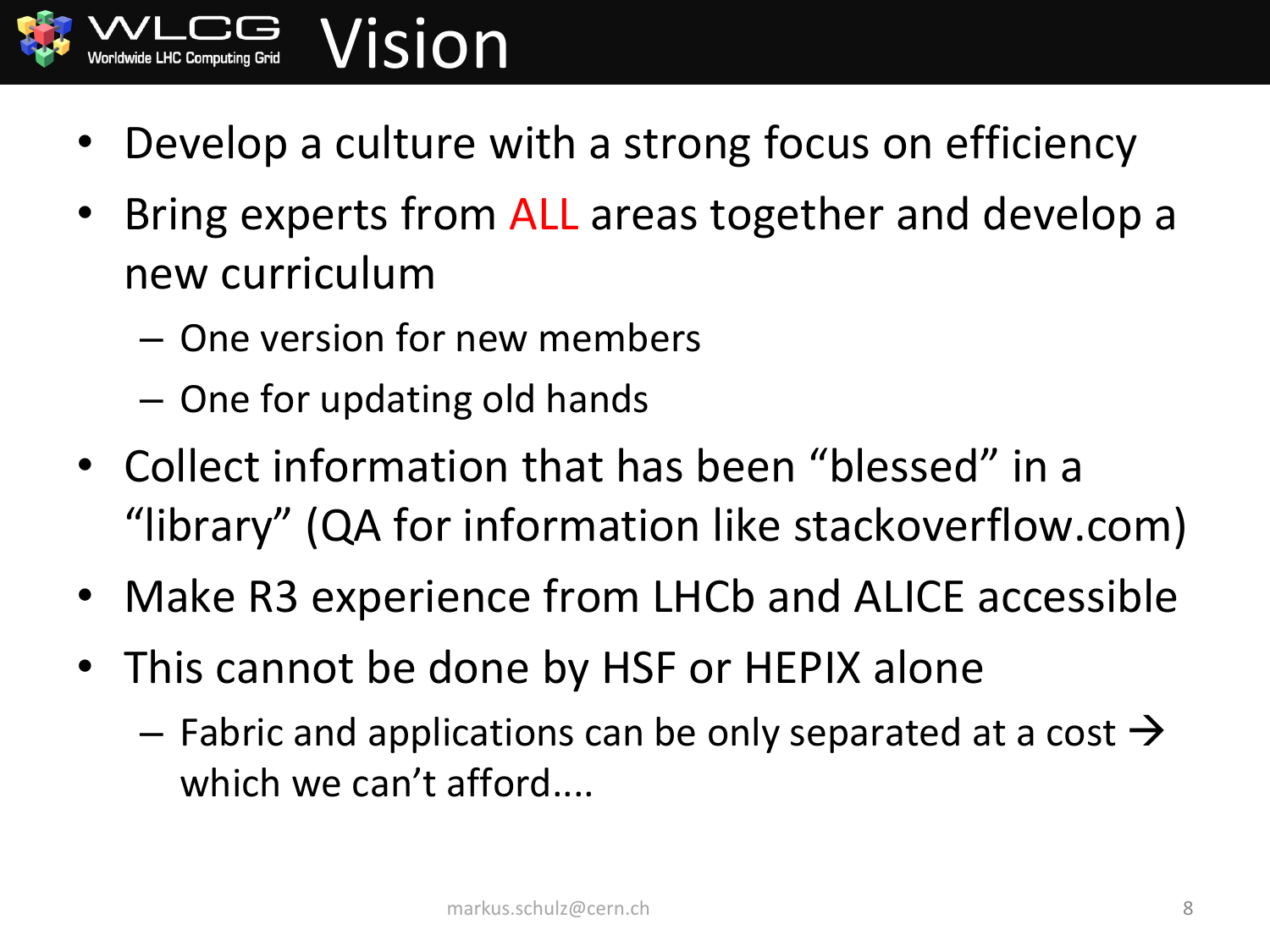# Vision

- Develop a culture with a strong focus on efficiency
- Bring experts from ALL areas together and develop a new curriculum
  - One version for new members
  - One for updating old hands
- Collect information that has been “blessed” in a “library” (QA for information like stackoverflow.com)
- Make R3 experience from LHCb and ALICE accessible
- This cannot be done by HSF or HEPIX alone
  - Fabric and applications can be only separated at a cost → which we can’t afford....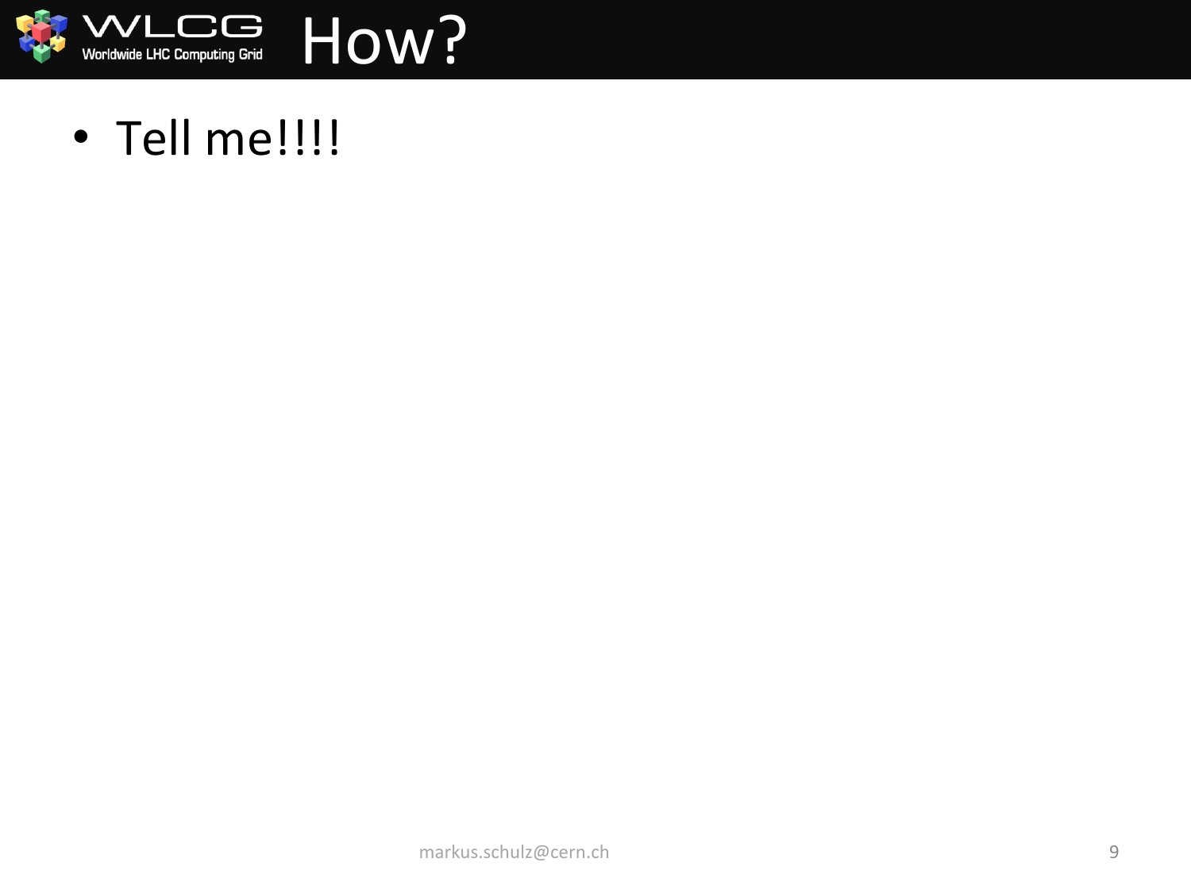# How?

- Tell me!!!!